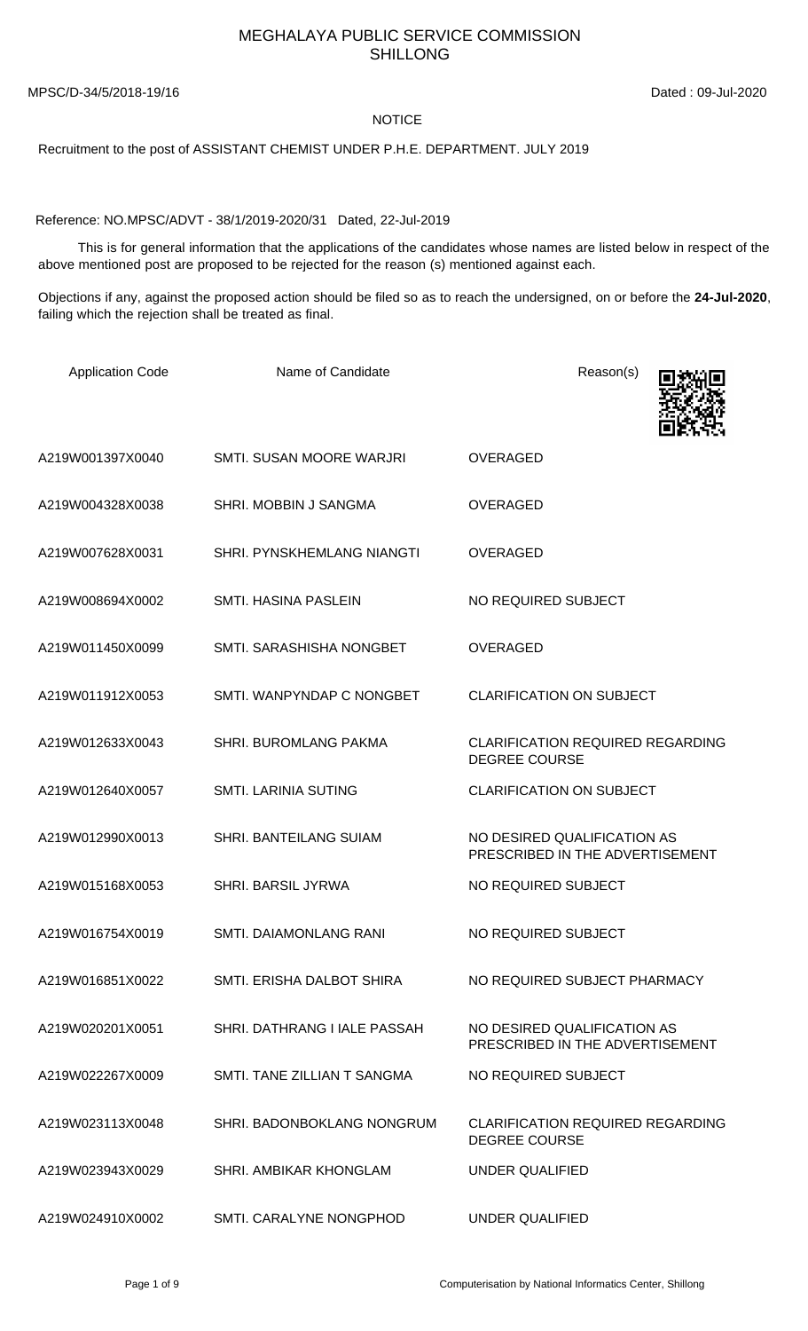# MEGHALAYA PUBLIC SERVICE COMMISSION
## SHILLONG

MPSC/D-34/5/2018-19/16 Dated : 09-Jul-2020

**NOTICE**

Recruitment to the post of ASSISTANT CHEMIST UNDER P.H.E. DEPARTMENT. JULY 2019

Reference: NO.MPSC/ADVT - 38/1/2019-2020/31 Dated, 22-Jul-2019

This is for general information that the applications of the candidates whose names are listed below in respect of the above mentioned post are proposed to be rejected for the reason (s) mentioned against each.

Objections if any, against the proposed action should be filed so as to reach the undersigned, on or before the **24-Jul-2020**, failing which the rejection shall be treated as final.

| Application Code | Name of Candidate | Reason(s) |
|---|---|---|
| A219W001397X0040 | SMTI. SUSAN MOORE WARJRI | OVERAGED |
| A219W004328X0038 | SHRI. MOBBIN J SANGMA | OVERAGED |
| A219W007628X0031 | SHRI. PYNSKHEMLANG NIANGTI | OVERAGED |
| A219W008694X0002 | SMTI. HASINA PASLEIN | NO REQUIRED SUBJECT |
| A219W011450X0099 | SMTI. SARASHISHA NONGBET | OVERAGED |
| A219W011912X0053 | SMTI. WANPYNDAP C NONGBET | CLARIFICATION ON SUBJECT |
| A219W012633X0043 | SHRI. BUROMLANG PAKMA | CLARIFICATION REQUIRED REGARDING DEGREE COURSE |
| A219W012640X0057 | SMTI. LARINIA SUTING | CLARIFICATION ON SUBJECT |
| A219W012990X0013 | SHRI. BANTEILANG SUIAM | NO DESIRED QUALIFICATION AS PRESCRIBED IN THE ADVERTISEMENT |
| A219W015168X0053 | SHRI. BARSIL JYRWA | NO REQUIRED SUBJECT |
| A219W016754X0019 | SMTI. DAIAMONLANG RANI | NO REQUIRED SUBJECT |
| A219W016851X0022 | SMTI. ERISHA DALBOT SHIRA | NO REQUIRED SUBJECT PHARMACY |
| A219W020201X0051 | SHRI. DATHRANG I IALE PASSAH | NO DESIRED QUALIFICATION AS PRESCRIBED IN THE ADVERTISEMENT |
| A219W022267X0009 | SMTI. TANE ZILLIAN T SANGMA | NO REQUIRED SUBJECT |
| A219W023113X0048 | SHRI. BADONBOKLANG NONGRUM | CLARIFICATION REQUIRED REGARDING DEGREE COURSE |
| A219W023943X0029 | SHRI. AMBIKAR KHONGLAM | UNDER QUALIFIED |
| A219W024910X0002 | SMTI. CARALYNE NONGPHOD | UNDER QUALIFIED |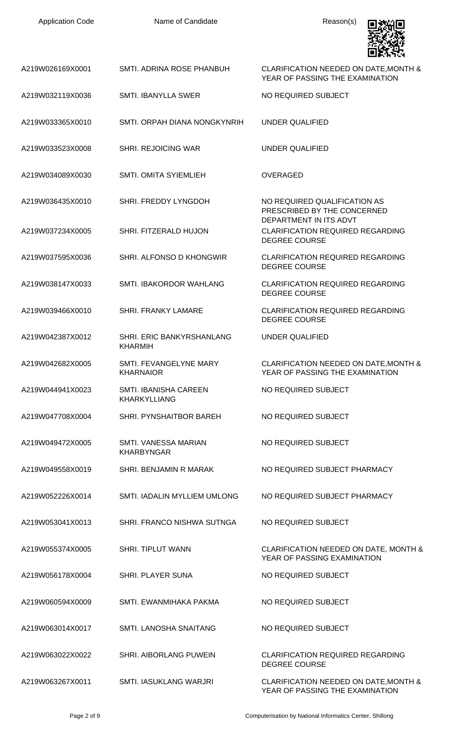| Application Code | Name of Candidate | Reason(s) |
|---|---|---|
| A219W026169X0001 | SMTI. ADRINA ROSE PHANBUH | CLARIFICATION NEEDED ON DATE,MONTH & YEAR OF PASSING THE EXAMINATION |
| A219W032119X0036 | SMTI. IBANYLLA SWER | NO REQUIRED SUBJECT |
| A219W033365X0010 | SMTI. ORPAH DIANA NONGKYNRIH | UNDER QUALIFIED |
| A219W033523X0008 | SHRI. REJOICING WAR | UNDER QUALIFIED |
| A219W034089X0030 | SMTI. OMITA SYIEMLIEH | OVERAGED |
| A219W036435X0010 | SHRI. FREDDY LYNGDOH | NO REQUIRED QUALIFICATION AS PRESCRIBED BY THE CONCERNED DEPARTMENT IN ITS ADVT |
| A219W037234X0005 | SHRI. FITZERALD HUJON | CLARIFICATION REQUIRED REGARDING DEGREE COURSE |
| A219W037595X0036 | SHRI. ALFONSO D KHONGWIR | CLARIFICATION REQUIRED REGARDING DEGREE COURSE |
| A219W038147X0033 | SMTI. IBAKORDOR WAHLANG | CLARIFICATION REQUIRED REGARDING DEGREE COURSE |
| A219W039466X0010 | SHRI. FRANKY LAMARE | CLARIFICATION REQUIRED REGARDING DEGREE COURSE |
| A219W042387X0012 | SHRI. ERIC BANKYRSHANLANG KHARMIH | UNDER QUALIFIED |
| A219W042682X0005 | SMTI. FEVANGELYNE MARY KHARNAIOR | CLARIFICATION NEEDED ON DATE,MONTH & YEAR OF PASSING THE EXAMINATION |
| A219W044941X0023 | SMTI. IBANISHA CAREEN KHARKYLLIANG | NO REQUIRED SUBJECT |
| A219W047708X0004 | SHRI. PYNSHAITBOR BAREH | NO REQUIRED SUBJECT |
| A219W049472X0005 | SMTI. VANESSA MARIAN KHARBYNGAR | NO REQUIRED SUBJECT |
| A219W049558X0019 | SHRI. BENJAMIN R MARAK | NO REQUIRED SUBJECT PHARMACY |
| A219W052226X0014 | SMTI. IADALIN MYLLIEM UMLONG | NO REQUIRED SUBJECT PHARMACY |
| A219W053041X0013 | SHRI. FRANCO NISHWA SUTNGA | NO REQUIRED SUBJECT |
| A219W055374X0005 | SHRI. TIPLUT WANN | CLARIFICATION NEEDED ON DATE, MONTH & YEAR OF PASSING EXAMINATION |
| A219W056178X0004 | SHRI. PLAYER SUNA | NO REQUIRED SUBJECT |
| A219W060594X0009 | SMTI. EWANMIHAKA PAKMA | NO REQUIRED SUBJECT |
| A219W063014X0017 | SMTI. LANOSHA SNAITANG | NO REQUIRED SUBJECT |
| A219W063022X0022 | SHRI. AIBORLANG PUWEIN | CLARIFICATION REQUIRED REGARDING DEGREE COURSE |
| A219W063267X0011 | SMTI. IASUKLANG WARJRI | CLARIFICATION NEEDED ON DATE,MONTH & YEAR OF PASSING THE EXAMINATION |

Computerisation by National Informatics Center, Shillong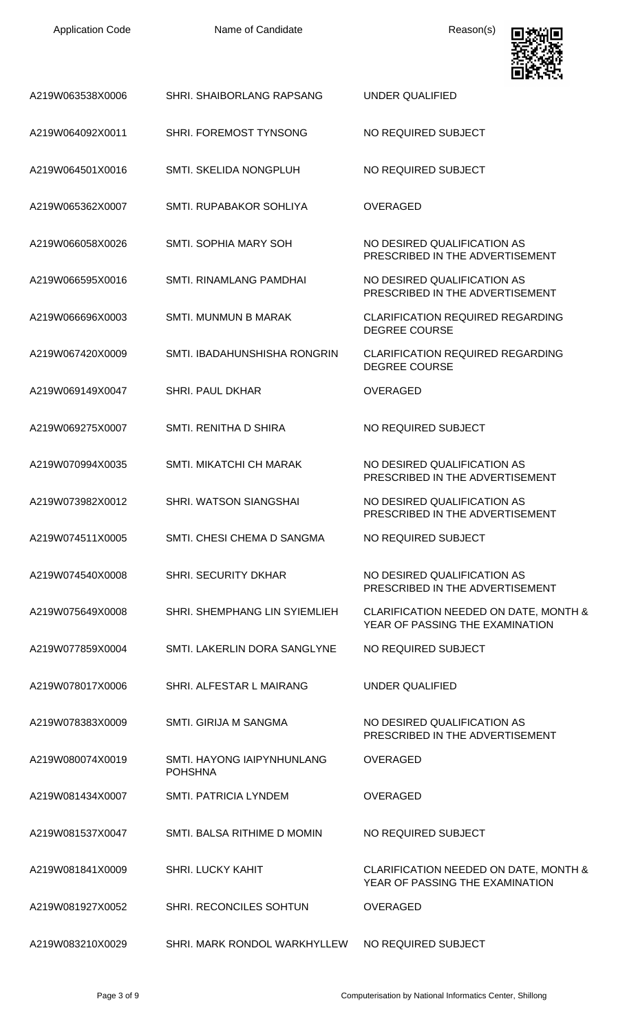| Application Code | Name of Candidate | Reason(s) |
| --- | --- | --- |
| A219W063538X0006 | SHRI. SHAIBORLANG RAPSANG | UNDER QUALIFIED |
| A219W064092X0011 | SHRI. FOREMOST TYNSONG | NO REQUIRED SUBJECT |
| A219W064501X0016 | SMTI. SKELIDA NONGPLUH | NO REQUIRED SUBJECT |
| A219W065362X0007 | SMTI. RUPABAKOR SOHLIYA | OVERAGED |
| A219W066058X0026 | SMTI. SOPHIA MARY SOH | NO DESIRED QUALIFICATION AS PRESCRIBED IN THE ADVERTISEMENT |
| A219W066595X0016 | SMTI. RINAMLANG PAMDHAI | NO DESIRED QUALIFICATION AS PRESCRIBED IN THE ADVERTISEMENT |
| A219W066696X0003 | SMTI. MUNMUN B MARAK | CLARIFICATION REQUIRED REGARDING DEGREE COURSE |
| A219W067420X0009 | SMTI. IBADAHUNSHISHA RONGRIN | CLARIFICATION REQUIRED REGARDING DEGREE COURSE |
| A219W069149X0047 | SHRI. PAUL DKHAR | OVERAGED |
| A219W069275X0007 | SMTI. RENITHA D SHIRA | NO REQUIRED SUBJECT |
| A219W070994X0035 | SMTI. MIKATCHI CH MARAK | NO DESIRED QUALIFICATION AS PRESCRIBED IN THE ADVERTISEMENT |
| A219W073982X0012 | SHRI. WATSON SIANGSHAI | NO DESIRED QUALIFICATION AS PRESCRIBED IN THE ADVERTISEMENT |
| A219W074511X0005 | SMTI. CHESI CHEMA D SANGMA | NO REQUIRED SUBJECT |
| A219W074540X0008 | SHRI. SECURITY DKHAR | NO DESIRED QUALIFICATION AS PRESCRIBED IN THE ADVERTISEMENT |
| A219W075649X0008 | SHRI. SHEMPHANG LIN SYIEMLIEH | CLARIFICATION NEEDED ON DATE, MONTH & YEAR OF PASSING THE EXAMINATION |
| A219W077859X0004 | SMTI. LAKERLIN DORA SANGLYNE | NO REQUIRED SUBJECT |
| A219W078017X0006 | SHRI. ALFESTAR L MAIRANG | UNDER QUALIFIED |
| A219W078383X0009 | SMTI. GIRIJA M SANGMA | NO DESIRED QUALIFICATION AS PRESCRIBED IN THE ADVERTISEMENT |
| A219W080074X0019 | SMTI. HAYONG IAIPYNHUNLANG POHSHNA | OVERAGED |
| A219W081434X0007 | SMTI. PATRICIA LYNDEM | OVERAGED |
| A219W081537X0047 | SMTI. BALSA RITHIME D MOMIN | NO REQUIRED SUBJECT |
| A219W081841X0009 | SHRI. LUCKY KAHIT | CLARIFICATION NEEDED ON DATE, MONTH & YEAR OF PASSING THE EXAMINATION |
| A219W081927X0052 | SHRI. RECONCILES SOHTUN | OVERAGED |
| A219W083210X0029 | SHRI. MARK RONDOL WARKHYLLEW | NO REQUIRED SUBJECT |

Computerisation by National Informatics Center, Shillong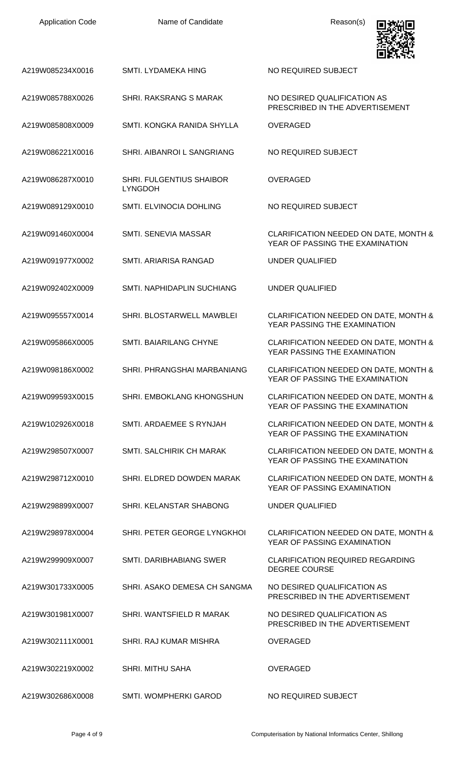| Application Code | Name of Candidate | Reason(s) |
| --- | --- | --- |
| A219W085234X0016 | SMTI. LYDAMEKA HING | NO REQUIRED SUBJECT |
| A219W085788X0026 | SHRI. RAKSRANG S MARAK | NO DESIRED QUALIFICATION AS PRESCRIBED IN THE ADVERTISEMENT |
| A219W085808X0009 | SMTI. KONGKA RANIDA SHYLLA | OVERAGED |
| A219W086221X0016 | SHRI. AIBANROI L SANGRIANG | NO REQUIRED SUBJECT |
| A219W086287X0010 | SHRI. FULGENTIUS SHAIBOR LYNGDOH | OVERAGED |
| A219W089129X0010 | SMTI. ELVINOCIA DOHLING | NO REQUIRED SUBJECT |
| A219W091460X0004 | SMTI. SENEVIA MASSAR | CLARIFICATION NEEDED ON DATE, MONTH & YEAR OF PASSING THE EXAMINATION |
| A219W091977X0002 | SMTI. ARIARISA RANGAD | UNDER QUALIFIED |
| A219W092402X0009 | SMTI. NAPHIDAPLIN SUCHIANG | UNDER QUALIFIED |
| A219W095557X0014 | SHRI. BLOSTARWELL MAWBLEI | CLARIFICATION NEEDED ON DATE, MONTH & YEAR PASSING THE EXAMINATION |
| A219W095866X0005 | SMTI. BAIARILANG CHYNE | CLARIFICATION NEEDED ON DATE, MONTH & YEAR PASSING THE EXAMINATION |
| A219W098186X0002 | SHRI. PHRANGSHAI MARBANIANG | CLARIFICATION NEEDED ON DATE, MONTH & YEAR OF PASSING THE EXAMINATION |
| A219W099593X0015 | SHRI. EMBOKLANG KHONGSHUN | CLARIFICATION NEEDED ON DATE, MONTH & YEAR OF PASSING THE EXAMINATION |
| A219W102926X0018 | SMTI. ARDAEMEE S RYNJAH | CLARIFICATION NEEDED ON DATE, MONTH & YEAR OF PASSING THE EXAMINATION |
| A219W298507X0007 | SMTI. SALCHIRIK CH MARAK | CLARIFICATION NEEDED ON DATE, MONTH & YEAR OF PASSING THE EXAMINATION |
| A219W298712X0010 | SHRI. ELDRED DOWDEN MARAK | CLARIFICATION NEEDED ON DATE, MONTH & YEAR OF PASSING EXAMINATION |
| A219W298899X0007 | SHRI. KELANSTAR SHABONG | UNDER QUALIFIED |
| A219W298978X0004 | SHRI. PETER GEORGE LYNGKHOI | CLARIFICATION NEEDED ON DATE, MONTH & YEAR OF PASSING EXAMINATION |
| A219W299909X0007 | SMTI. DARIBHABIANG SWER | CLARIFICATION REQUIRED REGARDING DEGREE COURSE |
| A219W301733X0005 | SHRI. ASAKO DEMESA CH SANGMA | NO DESIRED QUALIFICATION AS PRESCRIBED IN THE ADVERTISEMENT |
| A219W301981X0007 | SHRI. WANTSFIELD R MARAK | NO DESIRED QUALIFICATION AS PRESCRIBED IN THE ADVERTISEMENT |
| A219W302111X0001 | SHRI. RAJ KUMAR MISHRA | OVERAGED |
| A219W302219X0002 | SHRI. MITHU SAHA | OVERAGED |
| A219W302686X0008 | SMTI. WOMPHERKI GAROD | NO REQUIRED SUBJECT |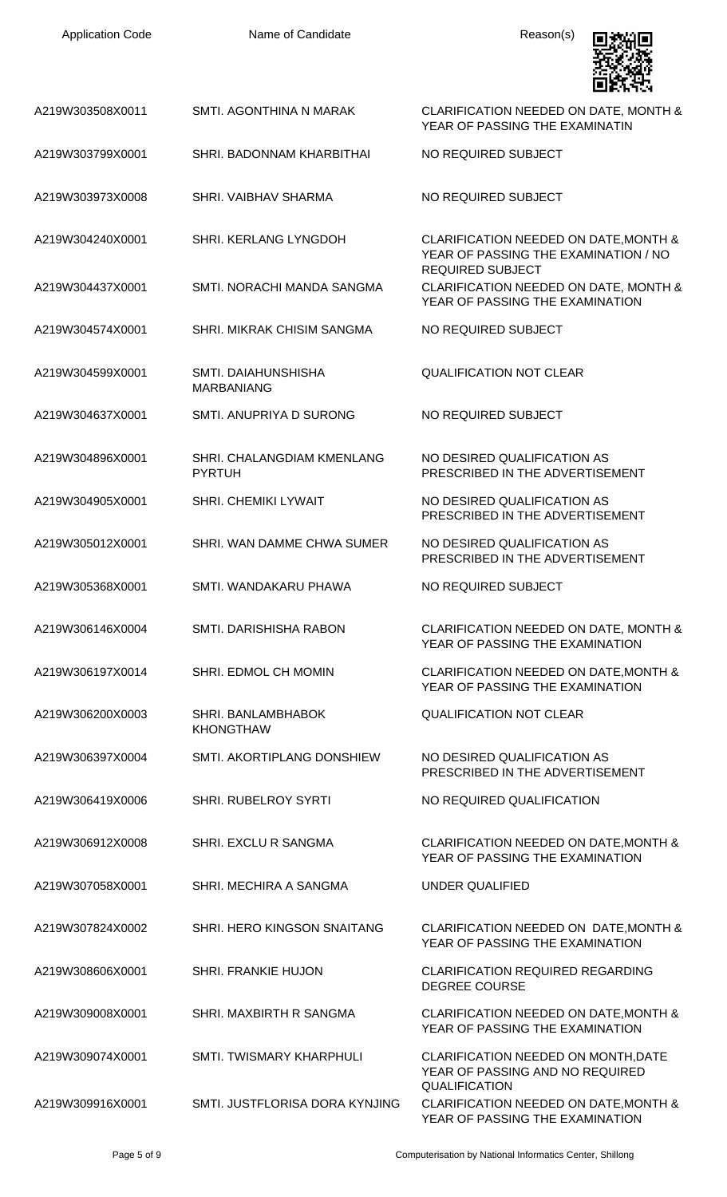| Application Code | Name of Candidate | Reason(s) |
| --- | --- | --- |
| A219W303508X0011 | SMTI. AGONTHINA N MARAK | CLARIFICATION NEEDED ON DATE, MONTH & YEAR OF PASSING THE EXAMINATIN |
| A219W303799X0001 | SHRI. BADONNAM KHARBITHAI | NO REQUIRED SUBJECT |
| A219W303973X0008 | SHRI. VAIBHAV SHARMA | NO REQUIRED SUBJECT |
| A219W304240X0001 | SHRI. KERLANG LYNGDOH | CLARIFICATION NEEDED ON DATE,MONTH & YEAR OF PASSING THE EXAMINATION / NO REQUIRED SUBJECT |
| A219W304437X0001 | SMTI. NORACHI MANDA SANGMA | CLARIFICATION NEEDED ON DATE, MONTH & YEAR OF PASSING THE EXAMINATION |
| A219W304574X0001 | SHRI. MIKRAK CHISIM SANGMA | NO REQUIRED SUBJECT |
| A219W304599X0001 | SMTI. DAIAHUNSHISHA MARBANIANG | QUALIFICATION NOT CLEAR |
| A219W304637X0001 | SMTI. ANUPRIYA D SURONG | NO REQUIRED SUBJECT |
| A219W304896X0001 | SHRI. CHALANGDIAM KMENLANG PYRTUH | NO DESIRED QUALIFICATION AS PRESCRIBED IN THE ADVERTISEMENT |
| A219W304905X0001 | SHRI. CHEMIKI LYWAIT | NO DESIRED QUALIFICATION AS PRESCRIBED IN THE ADVERTISEMENT |
| A219W305012X0001 | SHRI. WAN DAMME CHWA SUMER | NO DESIRED QUALIFICATION AS PRESCRIBED IN THE ADVERTISEMENT |
| A219W305368X0001 | SMTI. WANDAKARU PHAWA | NO REQUIRED SUBJECT |
| A219W306146X0004 | SMTI. DARISHISHA RABON | CLARIFICATION NEEDED ON DATE, MONTH & YEAR OF PASSING THE EXAMINATION |
| A219W306197X0014 | SHRI. EDMOL CH MOMIN | CLARIFICATION NEEDED ON DATE,MONTH & YEAR OF PASSING THE EXAMINATION |
| A219W306200X0003 | SHRI. BANLAMBHABOK KHONGTHAW | QUALIFICATION NOT CLEAR |
| A219W306397X0004 | SMTI. AKORTIPLANG DONSHIEW | NO DESIRED QUALIFICATION AS PRESCRIBED IN THE ADVERTISEMENT |
| A219W306419X0006 | SHRI. RUBELROY SYRTI | NO REQUIRED QUALIFICATION |
| A219W306912X0008 | SHRI. EXCLU R SANGMA | CLARIFICATION NEEDED ON DATE,MONTH & YEAR OF PASSING THE EXAMINATION |
| A219W307058X0001 | SHRI. MECHIRA A SANGMA | UNDER QUALIFIED |
| A219W307824X0002 | SHRI. HERO KINGSON SNAITANG | CLARIFICATION NEEDED ON DATE,MONTH & YEAR OF PASSING THE EXAMINATION |
| A219W308606X0001 | SHRI. FRANKIE HUJON | CLARIFICATION REQUIRED REGARDING DEGREE COURSE |
| A219W309008X0001 | SHRI. MAXBIRTH R SANGMA | CLARIFICATION NEEDED ON DATE,MONTH & YEAR OF PASSING THE EXAMINATION |
| A219W309074X0001 | SMTI. TWISMARY KHARPHULI | CLARIFICATION NEEDED ON MONTH,DATE YEAR OF PASSING AND NO REQUIRED QUALIFICATION |
| A219W309916X0001 | SMTI. JUSTFLORISA DORA KYNJING | CLARIFICATION NEEDED ON DATE,MONTH & YEAR OF PASSING THE EXAMINATION |

Computerisation by National Informatics Center, Shillong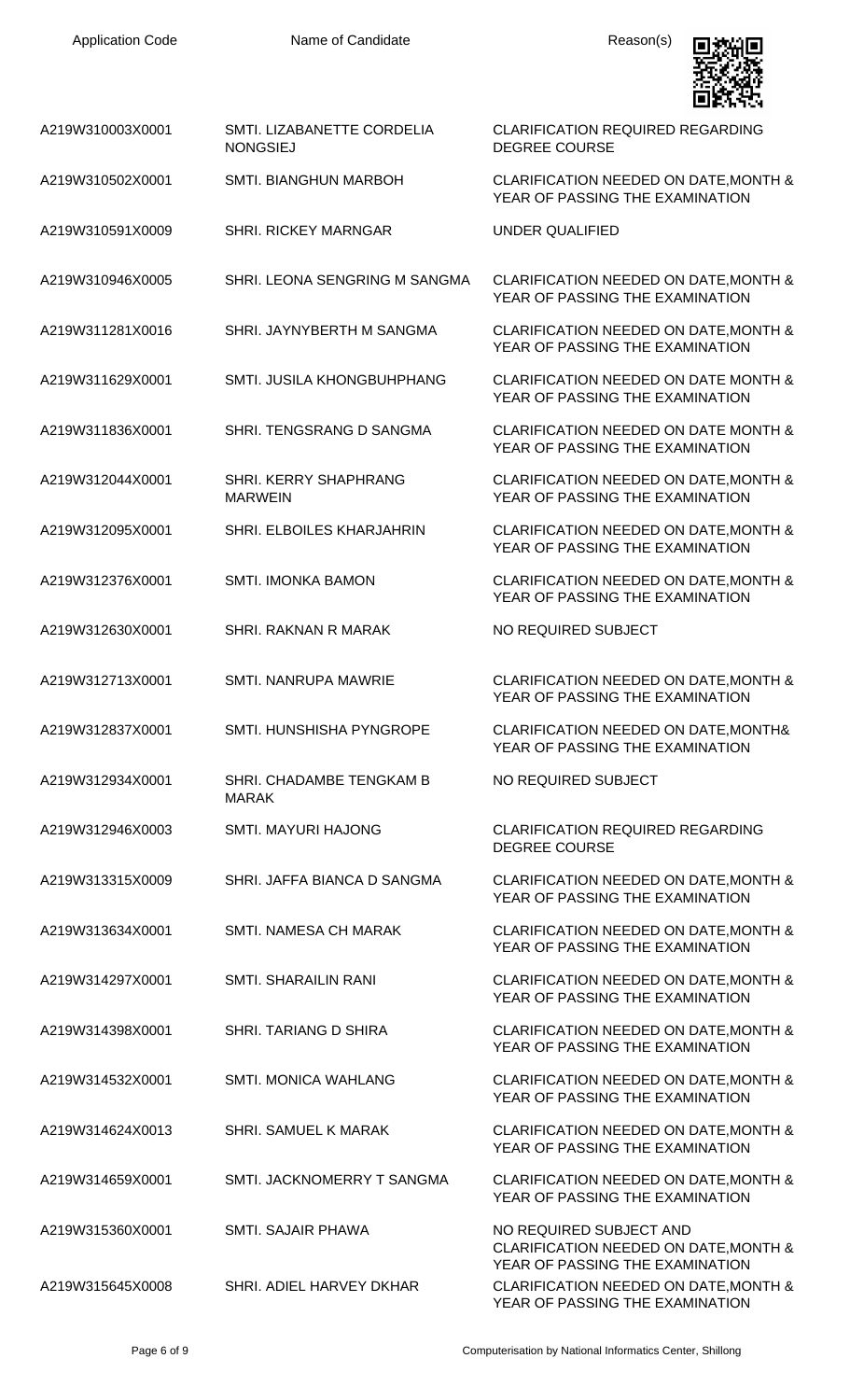| Application Code | Name of Candidate | Reason(s) |
| --- | --- | --- |
| A219W310003X0001 | SMTI. LIZABANETTE CORDELIA NONGSIEJ | CLARIFICATION REQUIRED REGARDING DEGREE COURSE |
| A219W310502X0001 | SMTI. BIANGHUN MARBOH | CLARIFICATION NEEDED ON DATE,MONTH & YEAR OF PASSING THE EXAMINATION |
| A219W310591X0009 | SHRI. RICKEY MARNGAR | UNDER QUALIFIED |
| A219W310946X0005 | SHRI. LEONA SENGRING M SANGMA | CLARIFICATION NEEDED ON DATE,MONTH & YEAR OF PASSING THE EXAMINATION |
| A219W311281X0016 | SHRI. JAYNYBERTH M SANGMA | CLARIFICATION NEEDED ON DATE,MONTH & YEAR OF PASSING THE EXAMINATION |
| A219W311629X0001 | SMTI. JUSILA KHONGBUHPHANG | CLARIFICATION NEEDED ON DATE MONTH & YEAR OF PASSING THE EXAMINATION |
| A219W311836X0001 | SHRI. TENGSRANG D SANGMA | CLARIFICATION NEEDED ON DATE MONTH & YEAR OF PASSING THE EXAMINATION |
| A219W312044X0001 | SHRI. KERRY SHAPHRANG MARWEIN | CLARIFICATION NEEDED ON DATE,MONTH & YEAR OF PASSING THE EXAMINATION |
| A219W312095X0001 | SHRI. ELBOILES KHARJAHRIN | CLARIFICATION NEEDED ON DATE,MONTH & YEAR OF PASSING THE EXAMINATION |
| A219W312376X0001 | SMTI. IMONKA BAMON | CLARIFICATION NEEDED ON DATE,MONTH & YEAR OF PASSING THE EXAMINATION |
| A219W312630X0001 | SHRI. RAKNAN R MARAK | NO REQUIRED SUBJECT |
| A219W312713X0001 | SMTI. NANRUPA MAWRIE | CLARIFICATION NEEDED ON DATE,MONTH & YEAR OF PASSING THE EXAMINATION |
| A219W312837X0001 | SMTI. HUNSHISHA PYNGROPE | CLARIFICATION NEEDED ON DATE,MONTH& YEAR OF PASSING THE EXAMINATION |
| A219W312934X0001 | SHRI. CHADAMBE TENGKAM B MARAK | NO REQUIRED SUBJECT |
| A219W312946X0003 | SMTI. MAYURI HAJONG | CLARIFICATION REQUIRED REGARDING DEGREE COURSE |
| A219W313315X0009 | SHRI. JAFFA BIANCA D SANGMA | CLARIFICATION NEEDED ON DATE,MONTH & YEAR OF PASSING THE EXAMINATION |
| A219W313634X0001 | SMTI. NAMESA CH MARAK | CLARIFICATION NEEDED ON DATE,MONTH & YEAR OF PASSING THE EXAMINATION |
| A219W314297X0001 | SMTI. SHARAILIN RANI | CLARIFICATION NEEDED ON DATE,MONTH & YEAR OF PASSING THE EXAMINATION |
| A219W314398X0001 | SHRI. TARIANG D SHIRA | CLARIFICATION NEEDED ON DATE,MONTH & YEAR OF PASSING THE EXAMINATION |
| A219W314532X0001 | SMTI. MONICA WAHLANG | CLARIFICATION NEEDED ON DATE,MONTH & YEAR OF PASSING THE EXAMINATION |
| A219W314624X0013 | SHRI. SAMUEL K MARAK | CLARIFICATION NEEDED ON DATE,MONTH & YEAR OF PASSING THE EXAMINATION |
| A219W314659X0001 | SMTI. JACKNOMERRY T SANGMA | CLARIFICATION NEEDED ON DATE,MONTH & YEAR OF PASSING THE EXAMINATION |
| A219W315360X0001 | SMTI. SAJAIR PHAWA | NO REQUIRED SUBJECT AND CLARIFICATION NEEDED ON DATE,MONTH & YEAR OF PASSING THE EXAMINATION |
| A219W315645X0008 | SHRI. ADIEL HARVEY DKHAR | CLARIFICATION NEEDED ON DATE,MONTH & YEAR OF PASSING THE EXAMINATION |

Computerisation by National Informatics Center, Shillong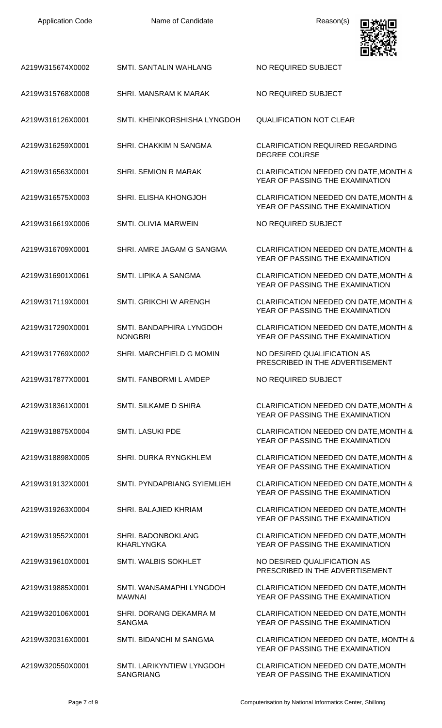| Application Code | Name of Candidate | Reason(s) |
| --- | --- | --- |
| A219W315674X0002 | SMTI. SANTALIN WAHLANG | NO REQUIRED SUBJECT |
| A219W315768X0008 | SHRI. MANSRAM K MARAK | NO REQUIRED SUBJECT |
| A219W316126X0001 | SMTI. KHEINKORSHISHA LYNGDOH | QUALIFICATION NOT CLEAR |
| A219W316259X0001 | SHRI. CHAKKIM N SANGMA | CLARIFICATION REQUIRED REGARDING DEGREE COURSE |
| A219W316563X0001 | SHRI. SEMION R MARAK | CLARIFICATION NEEDED ON DATE,MONTH & YEAR OF PASSING THE EXAMINATION |
| A219W316575X0003 | SHRI. ELISHA KHONGJOH | CLARIFICATION NEEDED ON DATE,MONTH & YEAR OF PASSING THE EXAMINATION |
| A219W316619X0006 | SMTI. OLIVIA MARWEIN | NO REQUIRED SUBJECT |
| A219W316709X0001 | SHRI. AMRE JAGAM G SANGMA | CLARIFICATION NEEDED ON DATE,MONTH & YEAR OF PASSING THE EXAMINATION |
| A219W316901X0061 | SMTI. LIPIKA A SANGMA | CLARIFICATION NEEDED ON DATE,MONTH & YEAR OF PASSING THE EXAMINATION |
| A219W317119X0001 | SMTI. GRIKCHI W ARENGH | CLARIFICATION NEEDED ON DATE,MONTH & YEAR OF PASSING THE EXAMINATION |
| A219W317290X0001 | SMTI. BANDAPHIRA LYNGDOH NONGBRI | CLARIFICATION NEEDED ON DATE,MONTH & YEAR OF PASSING THE EXAMINATION |
| A219W317769X0002 | SHRI. MARCHFIELD G MOMIN | NO DESIRED QUALIFICATION AS PRESCRIBED IN THE ADVERTISEMENT |
| A219W317877X0001 | SMTI. FANBORMI L AMDEP | NO REQUIRED SUBJECT |
| A219W318361X0001 | SMTI. SILKAME D SHIRA | CLARIFICATION NEEDED ON DATE,MONTH & YEAR OF PASSING THE EXAMINATION |
| A219W318875X0004 | SMTI. LASUKI PDE | CLARIFICATION NEEDED ON DATE,MONTH & YEAR OF PASSING THE EXAMINATION |
| A219W318898X0005 | SHRI. DURKA RYNGKHLEM | CLARIFICATION NEEDED ON DATE,MONTH & YEAR OF PASSING THE EXAMINATION |
| A219W319132X0001 | SMTI. PYNDAPBIANG SYIEMLIEH | CLARIFICATION NEEDED ON DATE,MONTH & YEAR OF PASSING THE EXAMINATION |
| A219W319263X0004 | SHRI. BALAJIED KHRIAM | CLARIFICATION NEEDED ON DATE,MONTH YEAR OF PASSING THE EXAMINATION |
| A219W319552X0001 | SHRI. BADONBOKLANG KHARLYNGKA | CLARIFICATION NEEDED ON DATE,MONTH YEAR OF PASSING THE EXAMINATION |
| A219W319610X0001 | SMTI. WALBIS SOKHLET | NO DESIRED QUALIFICATION AS PRESCRIBED IN THE ADVERTISEMENT |
| A219W319885X0001 | SMTI. WANSAMAPHI LYNGDOH MAWNAI | CLARIFICATION NEEDED ON DATE,MONTH YEAR OF PASSING THE EXAMINATION |
| A219W320106X0001 | SHRI. DORANG DEKAMRA M SANGMA | CLARIFICATION NEEDED ON DATE,MONTH YEAR OF PASSING THE EXAMINATION |
| A219W320316X0001 | SMTI. BIDANCHI M SANGMA | CLARIFICATION NEEDED ON DATE, MONTH & YEAR OF PASSING THE EXAMINATION |
| A219W320550X0001 | SMTI. LARIKYNTIEW LYNGDOH SANGRIANG | CLARIFICATION NEEDED ON DATE,MONTH YEAR OF PASSING THE EXAMINATION |

Computerisation by National Informatics Center, Shillong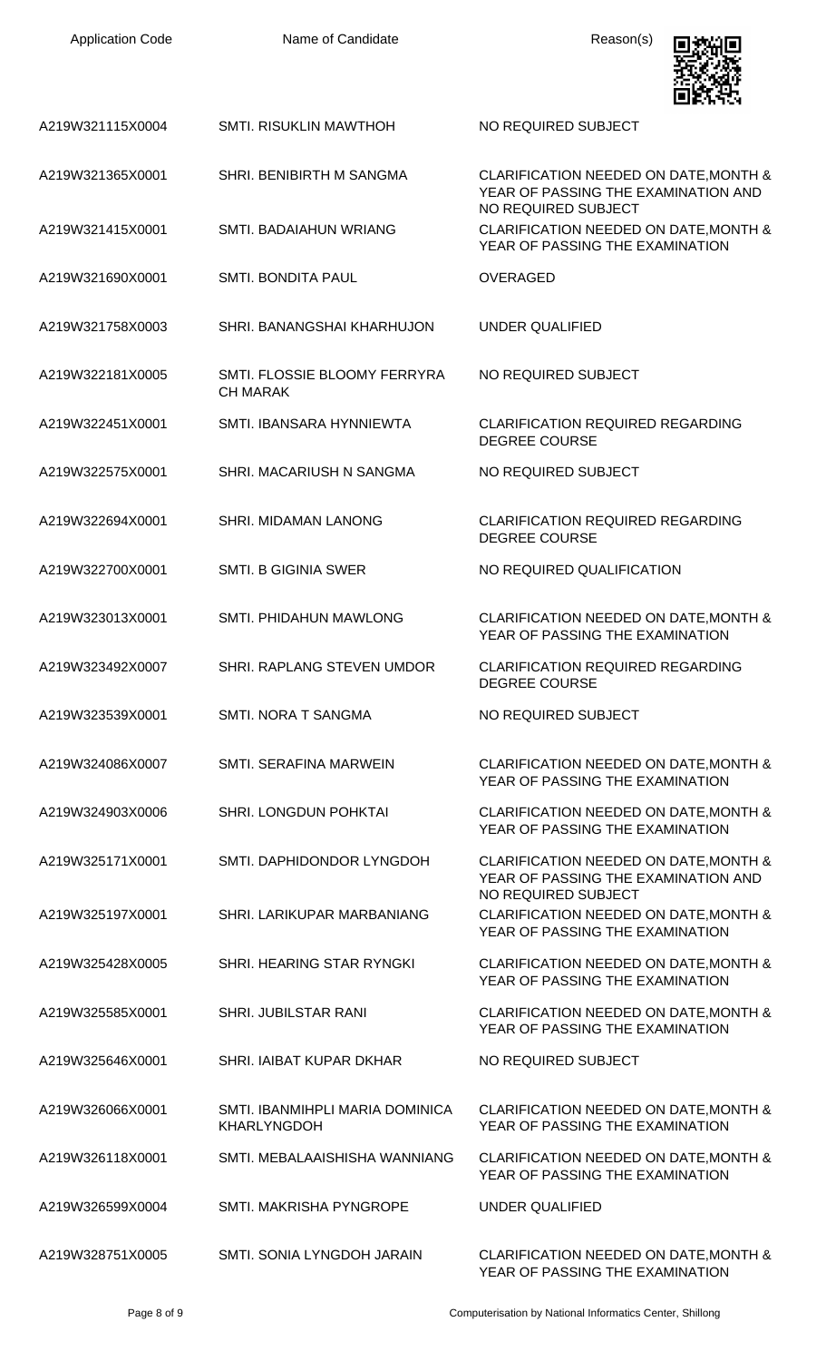| Application Code | Name of Candidate | Reason(s) |
| --- | --- | --- |
| A219W321115X0004 | SMTI. RISUKLIN MAWTHOH | NO REQUIRED SUBJECT |
| A219W321365X0001 | SHRI. BENIBIRTH M SANGMA | CLARIFICATION NEEDED ON DATE,MONTH & YEAR OF PASSING THE EXAMINATION AND NO REQUIRED SUBJECT |
| A219W321415X0001 | SMTI. BADAIAHUN WRIANG | CLARIFICATION NEEDED ON DATE,MONTH & YEAR OF PASSING THE EXAMINATION |
| A219W321690X0001 | SMTI. BONDITA PAUL | OVERAGED |
| A219W321758X0003 | SHRI. BANANGSHAI KHARHUJON | UNDER QUALIFIED |
| A219W322181X0005 | SMTI. FLOSSIE BLOOMY FERRYRA CH MARAK | NO REQUIRED SUBJECT |
| A219W322451X0001 | SMTI. IBANSARA HYNNIEWTA | CLARIFICATION REQUIRED REGARDING DEGREE COURSE |
| A219W322575X0001 | SHRI. MACARIUSH N SANGMA | NO REQUIRED SUBJECT |
| A219W322694X0001 | SHRI. MIDAMAN LANONG | CLARIFICATION REQUIRED REGARDING DEGREE COURSE |
| A219W322700X0001 | SMTI. B GIGINIA SWER | NO REQUIRED QUALIFICATION |
| A219W323013X0001 | SMTI. PHIDAHUN MAWLONG | CLARIFICATION NEEDED ON DATE,MONTH & YEAR OF PASSING THE EXAMINATION |
| A219W323492X0007 | SHRI. RAPLANG STEVEN UMDOR | CLARIFICATION REQUIRED REGARDING DEGREE COURSE |
| A219W323539X0001 | SMTI. NORA T SANGMA | NO REQUIRED SUBJECT |
| A219W324086X0007 | SMTI. SERAFINA MARWEIN | CLARIFICATION NEEDED ON DATE,MONTH & YEAR OF PASSING THE EXAMINATION |
| A219W324903X0006 | SHRI. LONGDUN POHKTAI | CLARIFICATION NEEDED ON DATE,MONTH & YEAR OF PASSING THE EXAMINATION |
| A219W325171X0001 | SMTI. DAPHIDONDOR LYNGDOH | CLARIFICATION NEEDED ON DATE,MONTH & YEAR OF PASSING THE EXAMINATION AND NO REQUIRED SUBJECT |
| A219W325197X0001 | SHRI. LARIKUPAR MARBANIANG | CLARIFICATION NEEDED ON DATE,MONTH & YEAR OF PASSING THE EXAMINATION |
| A219W325428X0005 | SHRI. HEARING STAR RYNGKI | CLARIFICATION NEEDED ON DATE,MONTH & YEAR OF PASSING THE EXAMINATION |
| A219W325585X0001 | SHRI. JUBILSTAR RANI | CLARIFICATION NEEDED ON DATE,MONTH & YEAR OF PASSING THE EXAMINATION |
| A219W325646X0001 | SHRI. IAIBAT KUPAR DKHAR | NO REQUIRED SUBJECT |
| A219W326066X0001 | SMTI. IBANMIHPLI MARIA DOMINICA KHARLYNGDOH | CLARIFICATION NEEDED ON DATE,MONTH & YEAR OF PASSING THE EXAMINATION |
| A219W326118X0001 | SMTI. MEBALAAISHISHA WANNIANG | CLARIFICATION NEEDED ON DATE,MONTH & YEAR OF PASSING THE EXAMINATION |
| A219W326599X0004 | SMTI. MAKRISHA PYNGROPE | UNDER QUALIFIED |
| A219W328751X0005 | SMTI. SONIA LYNGDOH JARAIN | CLARIFICATION NEEDED ON DATE,MONTH & YEAR OF PASSING THE EXAMINATION |

Computerisation by National Informatics Center, Shillong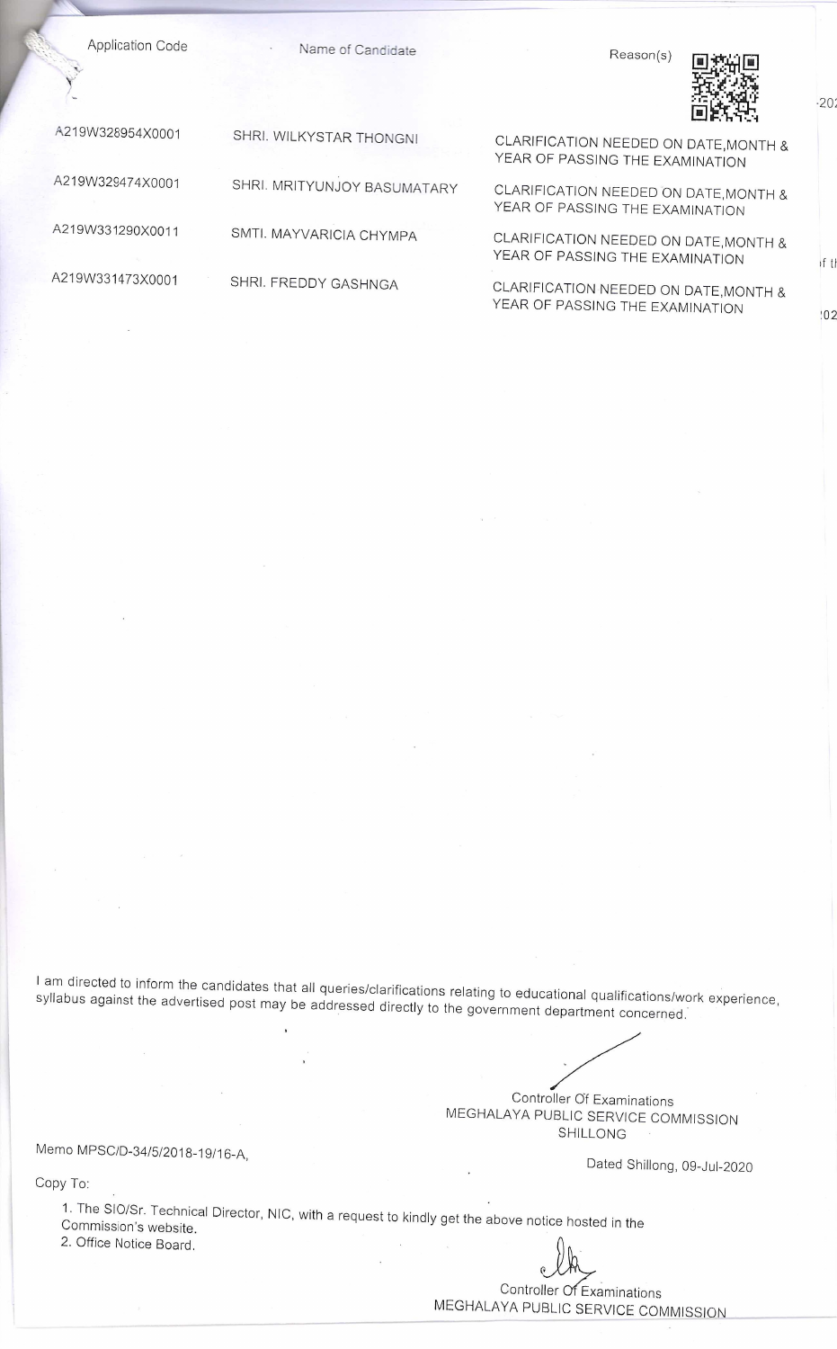| Application Code | Name of Candidate | Reason(s) |
|---|---|---|
| A219W328954X0001 | SHRI. WILKYSTAR THONGNI | CLARIFICATION NEEDED ON DATE,MONTH & YEAR OF PASSING THE EXAMINATION |
| A219W329474X0001 | SHRI. MRITYUNJOY BASUMATARY | CLARIFICATION NEEDED ON DATE,MONTH & YEAR OF PASSING THE EXAMINATION |
| A219W331290X0011 | SMTI. MAYVARICIA CHYMPA | CLARIFICATION NEEDED ON DATE,MONTH & YEAR OF PASSING THE EXAMINATION |
| A219W331473X0001 | SHRI. FREDDY GASHNGA | CLARIFICATION NEEDED ON DATE,MONTH & YEAR OF PASSING THE EXAMINATION |

I am directed to inform the candidates that all queries/clarifications relating to educational qualifications/work experience, syllabus against the advertised post may be addressed directly to the government department concerned.

Controller Of Examinations
MEGHALAYA PUBLIC SERVICE COMMISSION
SHILLONG

Memo MPSC/D-34/5/2018-19/16-A,

Dated Shillong, 09-Jul-2020

Copy To:

1. The SIO/Sr. Technical Director, NIC, with a request to kindly get the above notice hosted in the Commission's website.
2. Office Notice Board.

Controller Of Examinations
MEGHALAYA PUBLIC SERVICE COMMISSION